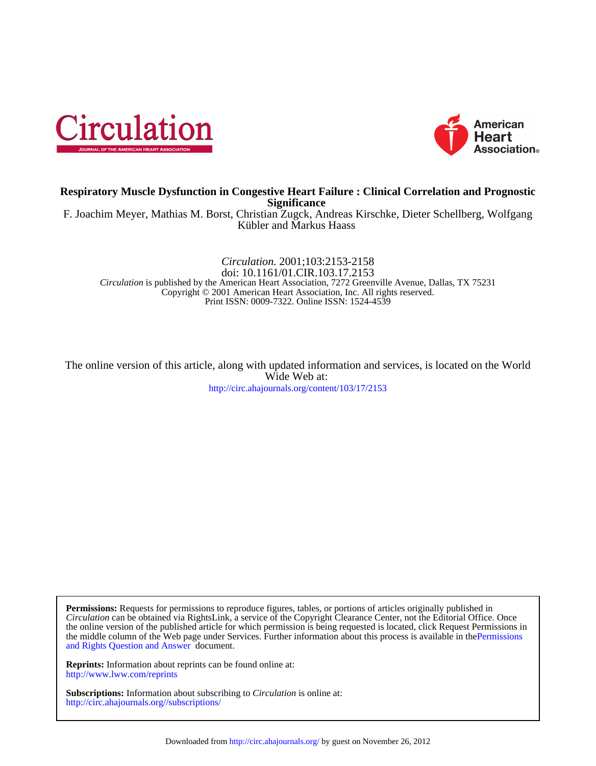# Respiratory Muscle Dysfunction in Congestive Heart Failure : Clinical Correlation and Prognostic Significance

F. Joachim Meyer, Mathias M. Borst, Christian Zugck, Andreas Kirschke, Dieter Schellberg, Wolfgang Kübler and Markus Haass

*Circulation.* 2001;103:2153-2158
doi: 10.1161/01.CIR.103.17.2153
*Circulation* is published by the American Heart Association, 7272 Greenville Avenue, Dallas, TX 75231
Copyright © 2001 American Heart Association, Inc. All rights reserved.
Print ISSN: 0009-7322. Online ISSN: 1524-4539

The online version of this article, along with updated information and services, is located on the World Wide Web at:
http://circ.ahajournals.org/content/103/17/2153

**Permissions:** Requests for permissions to reproduce figures, tables, or portions of articles originally published in *Circulation* can be obtained via RightsLink, a service of the Copyright Clearance Center, not the Editorial Office. Once the online version of the published article for which permission is being requested is located, click Request Permissions in the middle column of the Web page under Services. Further information about this process is available in the Permissions and Rights Question and Answer document.

**Reprints:** Information about reprints can be found online at:
http://www.lww.com/reprints

**Subscriptions:** Information about subscribing to *Circulation* is online at:
http://circ.ahajournals.org//subscriptions/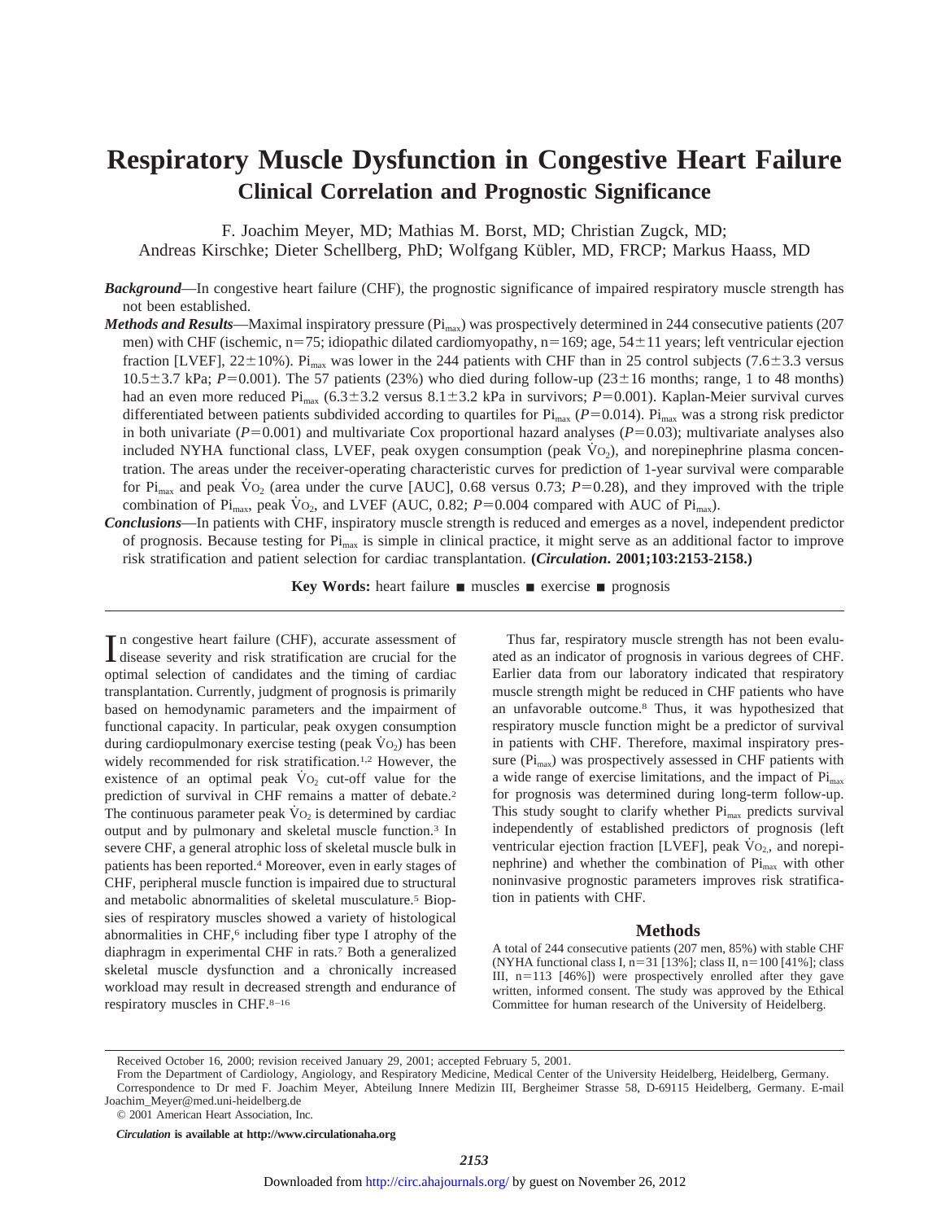# Respiratory Muscle Dysfunction in Congestive Heart Failure

## Clinical Correlation and Prognostic Significance

F. Joachim Meyer, MD; Mathias M. Borst, MD; Christian Zugck, MD; Andreas Kirschke; Dieter Schellberg, PhD; Wolfgang Kübler, MD, FRCP; Markus Haass, MD

***Background***—In congestive heart failure (CHF), the prognostic significance of impaired respiratory muscle strength has not been established.

***Methods and Results***—Maximal inspiratory pressure ($Pi_{max}$) was prospectively determined in 244 consecutive patients (207 men) with CHF (ischemic, n=75; idiopathic dilated cardiomyopathy, n=169; age, 54±11 years; left ventricular ejection fraction [LVEF], 22±10%). $Pi_{max}$ was lower in the 244 patients with CHF than in 25 control subjects (7.6±3.3 versus 10.5±3.7 kPa; $P$=0.001). The 57 patients (23%) who died during follow-up (23±16 months; range, 1 to 48 months) had an even more reduced $Pi_{max}$ (6.3±3.2 versus 8.1±3.2 kPa in survivors; $P$=0.001). Kaplan-Meier survival curves differentiated between patients subdivided according to quartiles for $Pi_{max}$ ($P$=0.014). $Pi_{max}$ was a strong risk predictor in both univariate ($P$=0.001) and multivariate Cox proportional hazard analyses ($P$=0.03); multivariate analyses also included NYHA functional class, LVEF, peak oxygen consumption (peak $\dot{V}O_2$), and norepinephrine plasma concentration. The areas under the receiver-operating characteristic curves for prediction of 1-year survival were comparable for $Pi_{max}$ and peak $\dot{V}O_2$ (area under the curve [AUC], 0.68 versus 0.73; $P$=0.28), and they improved with the triple combination of $Pi_{max}$, peak $\dot{V}O_2$, and LVEF (AUC, 0.82; $P$=0.004 compared with AUC of $Pi_{max}$).

***Conclusions***—In patients with CHF, inspiratory muscle strength is reduced and emerges as a novel, independent predictor of prognosis. Because testing for $Pi_{max}$ is simple in clinical practice, it might serve as an additional factor to improve risk stratification and patient selection for cardiac transplantation. **(*Circulation*. 2001;103:2153-2158.)**

**Key Words:** heart failure ■ muscles ■ exercise ■ prognosis

In congestive heart failure (CHF), accurate assessment of disease severity and risk stratification are crucial for the optimal selection of candidates and the timing of cardiac transplantation. Currently, judgment of prognosis is primarily based on hemodynamic parameters and the impairment of functional capacity. In particular, peak oxygen consumption during cardiopulmonary exercise testing (peak $\dot{V}O_2$) has been widely recommended for risk stratification.[1,2] However, the existence of an optimal peak $\dot{V}O_2$ cut-off value for the prediction of survival in CHF remains a matter of debate.[2] The continuous parameter peak $\dot{V}O_2$ is determined by cardiac output and by pulmonary and skeletal muscle function.[3] In severe CHF, a general atrophic loss of skeletal muscle bulk in patients has been reported.[4] Moreover, even in early stages of CHF, peripheral muscle function is impaired due to structural and metabolic abnormalities of skeletal musculature.[5] Biopsies of respiratory muscles showed a variety of histological abnormalities in CHF,[6] including fiber type I atrophy of the diaphragm in experimental CHF in rats.[7] Both a generalized skeletal muscle dysfunction and a chronically increased workload may result in decreased strength and endurance of respiratory muscles in CHF.[8–16]

Thus far, respiratory muscle strength has not been evaluated as an indicator of prognosis in various degrees of CHF. Earlier data from our laboratory indicated that respiratory muscle strength might be reduced in CHF patients who have an unfavorable outcome.[8] Thus, it was hypothesized that respiratory muscle function might be a predictor of survival in patients with CHF. Therefore, maximal inspiratory pressure ($Pi_{max}$) was prospectively assessed in CHF patients with a wide range of exercise limitations, and the impact of $Pi_{max}$ for prognosis was determined during long-term follow-up. This study sought to clarify whether $Pi_{max}$ predicts survival independently of established predictors of prognosis (left ventricular ejection fraction [LVEF], peak $\dot{V}O_2$, and norepinephrine) and whether the combination of $Pi_{max}$ with other noninvasive prognostic parameters improves risk stratification in patients with CHF.

## Methods

A total of 244 consecutive patients (207 men, 85%) with stable CHF (NYHA functional class I, n=31 [13%]; class II, n=100 [41%]; class III, n=113 [46%]) were prospectively enrolled after they gave written, informed consent. The study was approved by the Ethical Committee for human research of the University of Heidelberg.

Received October 16, 2000; revision received January 29, 2001; accepted February 5, 2001.

From the Department of Cardiology, Angiology, and Respiratory Medicine, Medical Center of the University Heidelberg, Heidelberg, Germany.

Correspondence to Dr med F. Joachim Meyer, Abteilung Innere Medizin III, Bergheimer Strasse 58, D-69115 Heidelberg, Germany. E-mail Joachim_Meyer@med.uni-heidelberg.de

© 2001 American Heart Association, Inc.

*Circulation* **is available at http://www.circulationaha.org**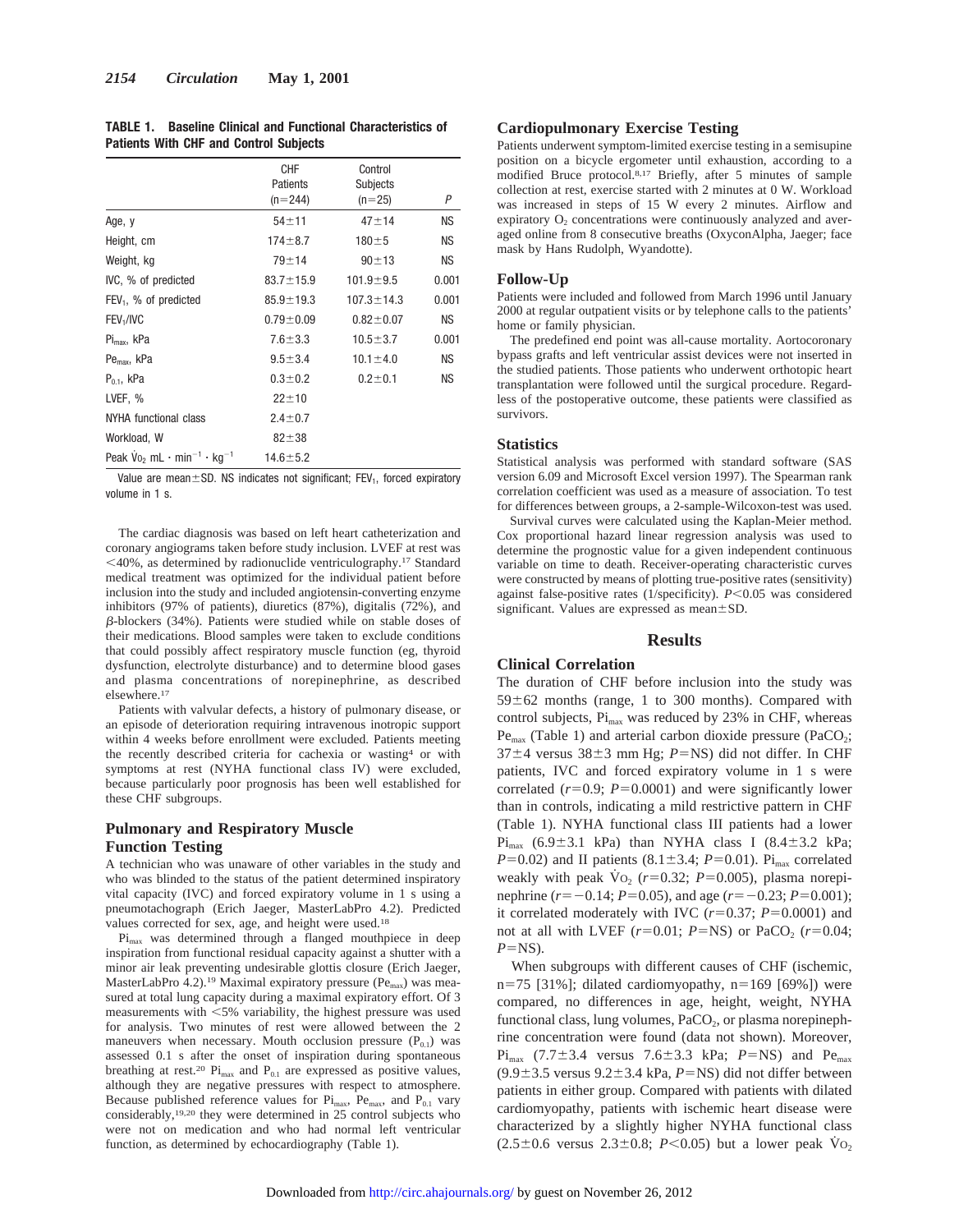**TABLE 1. Baseline Clinical and Functional Characteristics of Patients With CHF and Control Subjects**

| | CHF Patients (n=244) | Control Subjects (n=25) | P |
|---|---|---|---|
| Age, y | 54±11 | 47±14 | NS |
| Height, cm | 174±8.7 | 180±5 | NS |
| Weight, kg | 79±14 | 90±13 | NS |
| IVC, % of predicted | 83.7±15.9 | 101.9±9.5 | 0.001 |
| $FEV_1$, % of predicted | 85.9±19.3 | 107.3±14.3 | 0.001 |
| $FEV_1$/IVC | 0.79±0.09 | 0.82±0.07 | NS |
| $Pi_{max}$, kPa | 7.6±3.3 | 10.5±3.7 | 0.001 |
| $Pe_{max}$, kPa | 9.5±3.4 | 10.1±4.0 | NS |
| $P_{0.1}$, kPa | 0.3±0.2 | 0.2±0.1 | NS |
| LVEF, % | 22±10 | | |
| NYHA functional class | 2.4±0.7 | | |
| Workload, W | 82±38 | | |
| Peak $\dot{V}O_2$ mL · min$^{-1}$ · kg$^{-1}$ | 14.6±5.2 | | |

Value are mean±SD. NS indicates not significant; $FEV_1$, forced expiratory volume in 1 s.

The cardiac diagnosis was based on left heart catheterization and coronary angiograms taken before study inclusion. LVEF at rest was <40%, as determined by radionuclide ventriculography.[17] Standard medical treatment was optimized for the individual patient before inclusion into the study and included angiotensin-converting enzyme inhibitors (97% of patients), diuretics (87%), digitalis (72%), and β-blockers (34%). Patients were studied while on stable doses of their medications. Blood samples were taken to exclude conditions that could possibly affect respiratory muscle function (eg, thyroid dysfunction, electrolyte disturbance) and to determine blood gases and plasma concentrations of norepinephrine, as described elsewhere.[17]

Patients with valvular defects, a history of pulmonary disease, or an episode of deterioration requiring intravenous inotropic support within 4 weeks before enrollment were excluded. Patients meeting the recently described criteria for cachexia or wasting[4] or with symptoms at rest (NYHA functional class IV) were excluded, because particularly poor prognosis has been well established for these CHF subgroups.

## Pulmonary and Respiratory Muscle Function Testing

A technician who was unaware of other variables in the study and who was blinded to the status of the patient determined inspiratory vital capacity (IVC) and forced expiratory volume in 1 s using a pneumotachograph (Erich Jaeger, MasterLabPro 4.2). Predicted values corrected for sex, age, and height were used.[18]

$Pi_{max}$ was determined through a flanged mouthpiece in deep inspiration from functional residual capacity against a shutter with a minor air leak preventing undesirable glottis closure (Erich Jaeger, MasterLabPro 4.2).[19] Maximal expiratory pressure ($Pe_{max}$) was measured at total lung capacity during a maximal expiratory effort. Of 3 measurements with <5% variability, the highest pressure was used for analysis. Two minutes of rest were allowed between the 2 maneuvers when necessary. Mouth occlusion pressure ($P_{0.1}$) was assessed 0.1 s after the onset of inspiration during spontaneous breathing at rest.[20] $Pi_{max}$ and $P_{0.1}$ are expressed as positive values, although they are negative pressures with respect to atmosphere. Because published reference values for $Pi_{max}$, $Pe_{max}$, and $P_{0.1}$ vary considerably,[19,20] they were determined in 25 control subjects who were not on medication and who had normal left ventricular function, as determined by echocardiography (Table 1).

## Cardiopulmonary Exercise Testing

Patients underwent symptom-limited exercise testing in a semisupine position on a bicycle ergometer until exhaustion, according to a modified Bruce protocol.[8,17] Briefly, after 5 minutes of sample collection at rest, exercise started with 2 minutes at 0 W. Workload was increased in steps of 15 W every 2 minutes. Airflow and expiratory $O_2$ concentrations were continuously analyzed and averaged online from 8 consecutive breaths (OxyconAlpha, Jaeger; face mask by Hans Rudolph, Wyandotte).

## Follow-Up

Patients were included and followed from March 1996 until January 2000 at regular outpatient visits or by telephone calls to the patients' home or family physician.

The predefined end point was all-cause mortality. Aortocoronary bypass grafts and left ventricular assist devices were not inserted in the studied patients. Those patients who underwent orthotopic heart transplantation were followed until the surgical procedure. Regardless of the postoperative outcome, these patients were classified as survivors.

## Statistics

Statistical analysis was performed with standard software (SAS version 6.09 and Microsoft Excel version 1997). The Spearman rank correlation coefficient was used as a measure of association. To test for differences between groups, a 2-sample-Wilcoxon-test was used.

Survival curves were calculated using the Kaplan-Meier method. Cox proportional hazard linear regression analysis was used to determine the prognostic value for a given independent continuous variable on time to death. Receiver-operating characteristic curves were constructed by means of plotting true-positive rates (sensitivity) against false-positive rates (1/specificity). $P<0.05$ was considered significant. Values are expressed as mean±SD.

# Results

## Clinical Correlation

The duration of CHF before inclusion into the study was 59±62 months (range, 1 to 300 months). Compared with control subjects, $Pi_{max}$ was reduced by 23% in CHF, whereas $Pe_{max}$ (Table 1) and arterial carbon dioxide pressure ($PaCO_2$; 37±4 versus 38±3 mm Hg; $P$=NS) did not differ. In CHF patients, IVC and forced expiratory volume in 1 s were correlated ($r=0.9$; $P=0.0001$) and were significantly lower than in controls, indicating a mild restrictive pattern in CHF (Table 1). NYHA functional class III patients had a lower $Pi_{max}$ (6.9±3.1 kPa) than NYHA class I (8.4±3.2 kPa; $P=0.02$) and II patients (8.1±3.4; $P=0.01$). $Pi_{max}$ correlated weakly with peak $\dot{V}O_2$ ($r=0.32$; $P=0.005$), plasma norepinephrine ($r=-0.14$; $P=0.05$), and age ($r=-0.23$; $P=0.001$); it correlated moderately with IVC ($r=0.37$; $P=0.0001$) and not at all with LVEF ($r=0.01$; $P$=NS) or $PaCO_2$ ($r=0.04$; $P$=NS).

When subgroups with different causes of CHF (ischemic, n=75 [31%]; dilated cardiomyopathy, n=169 [69%]) were compared, no differences in age, height, weight, NYHA functional class, lung volumes, $PaCO_2$, or plasma norepinephrine concentration were found (data not shown). Moreover, $Pi_{max}$ (7.7±3.4 versus 7.6±3.3 kPa; $P$=NS) and $Pe_{max}$ (9.9±3.5 versus 9.2±3.4 kPa, $P$=NS) did not differ between patients in either group. Compared with patients with dilated cardiomyopathy, patients with ischemic heart disease were characterized by a slightly higher NYHA functional class (2.5±0.6 versus 2.3±0.8; $P<0.05$) but a lower peak $\dot{V}O_2$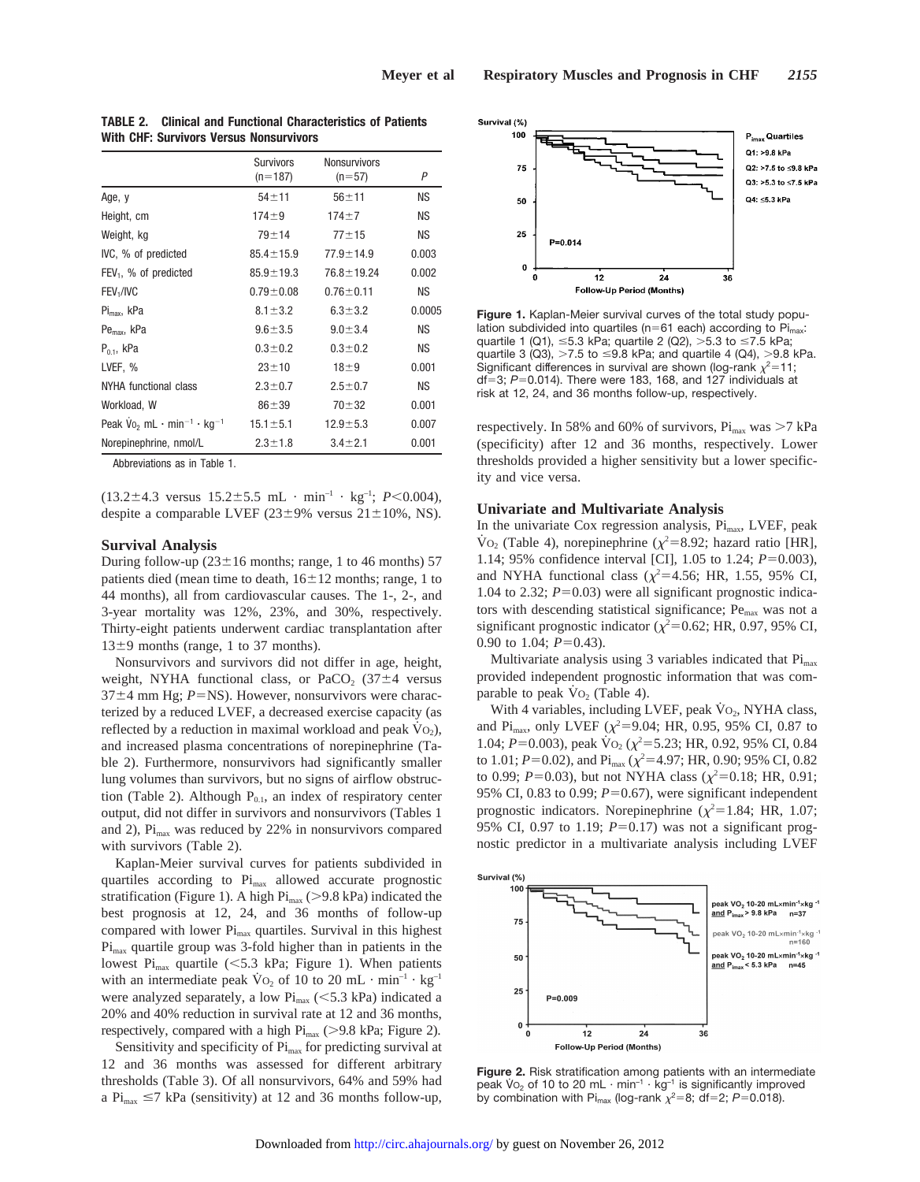**TABLE 2. Clinical and Functional Characteristics of Patients With CHF: Survivors Versus Nonsurvivors**

| | Survivors (n=187) | Nonsurvivors (n=57) | P |
|---|---|---|---|
| Age, y | 54±11 | 56±11 | NS |
| Height, cm | 174±9 | 174±7 | NS |
| Weight, kg | 79±14 | 77±15 | NS |
| IVC, % of predicted | 85.4±15.9 | 77.9±14.9 | 0.003 |
| $FEV_1$, % of predicted | 85.9±19.3 | 76.8±19.24 | 0.002 |
| $FEV_1$/IVC | 0.79±0.08 | 0.76±0.11 | NS |
| $Pi_{max}$, kPa | 8.1±3.2 | 6.3±3.2 | 0.0005 |
| $Pe_{max}$, kPa | 9.6±3.5 | 9.0±3.4 | NS |
| $P_{0.1}$, kPa | 0.3±0.2 | 0.3±0.2 | NS |
| LVEF, % | 23±10 | 18±9 | 0.001 |
| NYHA functional class | 2.3±0.7 | 2.5±0.7 | NS |
| Workload, W | 86±39 | 70±32 | 0.001 |
| Peak $\dot{V}O_2$ mL · min$^{-1}$ · kg$^{-1}$ | 15.1±5.1 | 12.9±5.3 | 0.007 |
| Norepinephrine, nmol/L | 2.3±1.8 | 3.4±2.1 | 0.001 |

Abbreviations as in Table 1.

(13.2±4.3 versus 15.2±5.5 mL · min$^{-1}$ · kg$^{-1}$; $P<0.004$), despite a comparable LVEF (23±9% versus 21±10%, NS).

### Survival Analysis

During follow-up (23±16 months; range, 1 to 46 months) 57 patients died (mean time to death, 16±12 months; range, 1 to 44 months), all from cardiovascular causes. The 1-, 2-, and 3-year mortality was 12%, 23%, and 30%, respectively. Thirty-eight patients underwent cardiac transplantation after 13±9 months (range, 1 to 37 months).

Nonsurvivors and survivors did not differ in age, height, weight, NYHA functional class, or $PaCO_2$ (37±4 versus 37±4 mm Hg; $P$=NS). However, nonsurvivors were characterized by a reduced LVEF, a decreased exercise capacity (as reflected by a reduction in maximal workload and peak $\dot{V}O_2$), and increased plasma concentrations of norepinephrine (Table 2). Furthermore, nonsurvivors had significantly smaller lung volumes than survivors, but no signs of airflow obstruction (Table 2). Although $P_{0.1}$, an index of respiratory center output, did not differ in survivors and nonsurvivors (Tables 1 and 2), $Pi_{max}$ was reduced by 22% in nonsurvivors compared with survivors (Table 2).

Kaplan-Meier survival curves for patients subdivided in quartiles according to $Pi_{max}$ allowed accurate prognostic stratification (Figure 1). A high $Pi_{max}$ (>9.8 kPa) indicated the best prognosis at 12, 24, and 36 months of follow-up compared with lower $Pi_{max}$ quartiles. Survival in this highest $Pi_{max}$ quartile group was 3-fold higher than in patients in the lowest $Pi_{max}$ quartile (<5.3 kPa; Figure 1). When patients with an intermediate peak $\dot{V}O_2$ of 10 to 20 mL · min$^{-1}$ · kg$^{-1}$ were analyzed separately, a low $Pi_{max}$ (<5.3 kPa) indicated a 20% and 40% reduction in survival rate at 12 and 36 months, respectively, compared with a high $Pi_{max}$ (>9.8 kPa; Figure 2).

Sensitivity and specificity of $Pi_{max}$ for predicting survival at 12 and 36 months was assessed for different arbitrary thresholds (Table 3). Of all nonsurvivors, 64% and 59% had a $Pi_{max}$ ≤7 kPa (sensitivity) at 12 and 36 months follow-up, respectively. In 58% and 60% of survivors, $Pi_{max}$ was >7 kPa (specificity) after 12 and 36 months, respectively. Lower thresholds provided a higher sensitivity but a lower specificity and vice versa.

**Figure 1.** Kaplan-Meier survival curves of the total study population subdivided into quartiles (n=61 each) according to $Pi_{max}$: quartile 1 (Q1), ≤5.3 kPa; quartile 2 (Q2), >5.3 to ≤7.5 kPa; quartile 3 (Q3), >7.5 to ≤9.8 kPa; and quartile 4 (Q4), >9.8 kPa. Significant differences in survival are shown (log-rank $\chi^2$=11; df=3; $P$=0.014). There were 183, 168, and 127 individuals at risk at 12, 24, and 36 months follow-up, respectively.

### Univariate and Multivariate Analysis

In the univariate Cox regression analysis, $Pi_{max}$, LVEF, peak $\dot{V}O_2$ (Table 4), norepinephrine ($\chi^2$=8.92; hazard ratio [HR], 1.14; 95% confidence interval [CI], 1.05 to 1.24; $P$=0.003), and NYHA functional class ($\chi^2$=4.56; HR, 1.55, 95% CI, 1.04 to 2.32; $P$=0.03) were all significant prognostic indicators with descending statistical significance; $Pe_{max}$ was not a significant prognostic indicator ($\chi^2$=0.62; HR, 0.97, 95% CI, 0.90 to 1.04; $P$=0.43).

Multivariate analysis using 3 variables indicated that $Pi_{max}$ provided independent prognostic information that was comparable to peak $\dot{V}O_2$ (Table 4).

With 4 variables, including LVEF, peak $\dot{V}O_2$, NYHA class, and $Pi_{max}$, only LVEF ($\chi^2$=9.04; HR, 0.95, 95% CI, 0.87 to 1.04; $P$=0.003), peak $\dot{V}O_2$ ($\chi^2$=5.23; HR, 0.92, 95% CI, 0.84 to 1.01; $P$=0.02), and $Pi_{max}$ ($\chi^2$=4.97; HR, 0.90; 95% CI, 0.82 to 0.99; $P$=0.03), but not NYHA class ($\chi^2$=0.18; HR, 0.91; 95% CI, 0.83 to 0.99; $P$=0.67), were significant independent prognostic indicators. Norepinephrine ($\chi^2$=1.84; HR, 1.07; 95% CI, 0.97 to 1.19; $P$=0.17) was not a significant prognostic predictor in a multivariate analysis including LVEF

**Figure 2.** Risk stratification among patients with an intermediate peak $\dot{V}O_2$ of 10 to 20 mL · min$^{-1}$ · kg$^{-1}$ is significantly improved by combination with $Pi_{max}$ (log-rank $\chi^2$=8; df=2; $P$=0.018).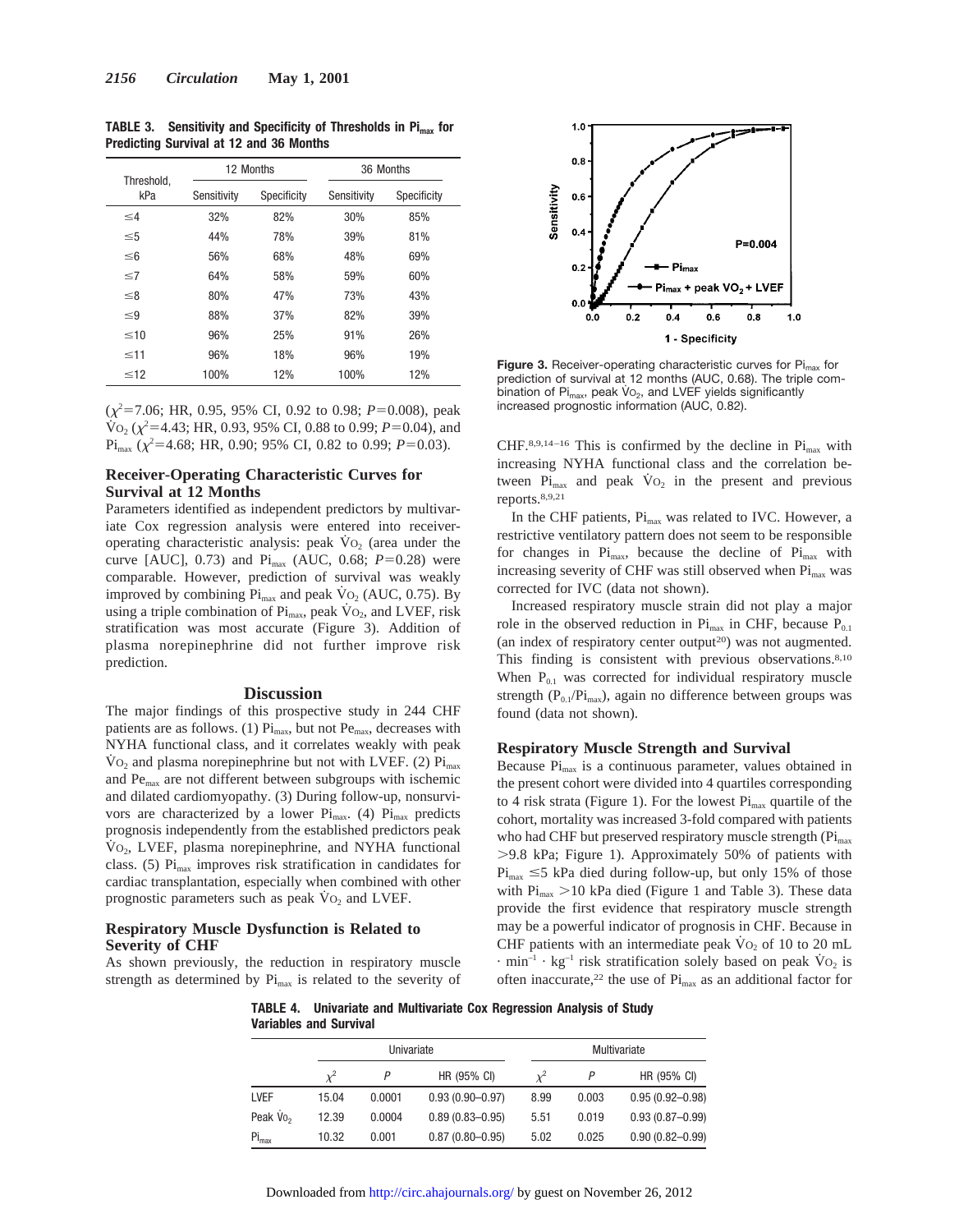**TABLE 3. Sensitivity and Specificity of Thresholds in $Pi_{max}$ for Predicting Survival at 12 and 36 Months**

| Threshold, kPa | 12 Months | | 36 Months | |
|---|---|---|---|---|
| | Sensitivity | Specificity | Sensitivity | Specificity |
| ≤4 | 32% | 82% | 30% | 85% |
| ≤5 | 44% | 78% | 39% | 81% |
| ≤6 | 56% | 68% | 48% | 69% |
| ≤7 | 64% | 58% | 59% | 60% |
| ≤8 | 80% | 47% | 73% | 43% |
| ≤9 | 88% | 37% | 82% | 39% |
| ≤10 | 96% | 25% | 91% | 26% |
| ≤11 | 96% | 18% | 96% | 19% |
| ≤12 | 100% | 12% | 100% | 12% |

($\chi^2$=7.06; HR, 0.95, 95% CI, 0.92 to 0.98; $P$=0.008), peak $\dot{V}O_2$ ($\chi^2$=4.43; HR, 0.93, 95% CI, 0.88 to 0.99; $P$=0.04), and $Pi_{max}$ ($\chi^2$=4.68; HR, 0.90; 95% CI, 0.82 to 0.99; $P$=0.03).

### Receiver-Operating Characteristic Curves for Survival at 12 Months

Parameters identified as independent predictors by multivariate Cox regression analysis were entered into receiver-operating characteristic analysis: peak $\dot{V}O_2$ (area under the curve [AUC], 0.73) and $Pi_{max}$ (AUC, 0.68; $P$=0.28) were comparable. However, prediction of survival was weakly improved by combining $Pi_{max}$ and peak $\dot{V}O_2$ (AUC, 0.75). By using a triple combination of $Pi_{max}$, peak $\dot{V}O_2$, and LVEF, risk stratification was most accurate (Figure 3). Addition of plasma norepinephrine did not further improve risk prediction.

Figure 3. Receiver-operating characteristic curves for $Pi_{max}$ for prediction of survival at 12 months (AUC, 0.68). The triple combination of $Pi_{max}$, peak $\dot{V}O_2$, and LVEF yields significantly increased prognostic information (AUC, 0.82).

## Discussion

The major findings of this prospective study in 244 CHF patients are as follows. (1) $Pi_{max}$, but not $Pe_{max}$, decreases with NYHA functional class, and it correlates weakly with peak $\dot{V}O_2$ and plasma norepinephrine but not with LVEF. (2) $Pi_{max}$ and $Pe_{max}$ are not different between subgroups with ischemic and dilated cardiomyopathy. (3) During follow-up, nonsurvivors are characterized by a lower $Pi_{max}$. (4) $Pi_{max}$ predicts prognosis independently from the established predictors peak $\dot{V}O_2$, LVEF, plasma norepinephrine, and NYHA functional class. (5) $Pi_{max}$ improves risk stratification in candidates for cardiac transplantation, especially when combined with other prognostic parameters such as peak $\dot{V}O_2$ and LVEF.

### Respiratory Muscle Dysfunction is Related to Severity of CHF

As shown previously, the reduction in respiratory muscle strength as determined by $Pi_{max}$ is related to the severity of CHF.[8,9,14–16] This is confirmed by the decline in $Pi_{max}$ with increasing NYHA functional class and the correlation between $Pi_{max}$ and peak $\dot{V}O_2$ in the present and previous reports.[8,9,21]

In the CHF patients, $Pi_{max}$ was related to IVC. However, a restrictive ventilatory pattern does not seem to be responsible for changes in $Pi_{max}$, because the decline of $Pi_{max}$ with increasing severity of CHF was still observed when $Pi_{max}$ was corrected for IVC (data not shown).

Increased respiratory muscle strain did not play a major role in the observed reduction in $Pi_{max}$ in CHF, because $P_{0.1}$ (an index of respiratory center output[20]) was not augmented. This finding is consistent with previous observations.[8,10] When $P_{0.1}$ was corrected for individual respiratory muscle strength ($P_{0.1}/Pi_{max}$), again no difference between groups was found (data not shown).

### Respiratory Muscle Strength and Survival

Because $Pi_{max}$ is a continuous parameter, values obtained in the present cohort were divided into 4 quartiles corresponding to 4 risk strata (Figure 1). For the lowest $Pi_{max}$ quartile of the cohort, mortality was increased 3-fold compared with patients who had CHF but preserved respiratory muscle strength ($Pi_{max}$ >9.8 kPa; Figure 1). Approximately 50% of patients with $Pi_{max}$ ≤5 kPa died during follow-up, but only 15% of those with $Pi_{max}$ >10 kPa died (Figure 1 and Table 3). These data provide the first evidence that respiratory muscle strength may be a powerful indicator of prognosis in CHF. Because in CHF patients with an intermediate peak $\dot{V}O_2$ of 10 to 20 mL · $min^{-1}$ · $kg^{-1}$ risk stratification solely based on peak $\dot{V}O_2$ is often inaccurate,[22] the use of $Pi_{max}$ as an additional factor for

**TABLE 4. Univariate and Multivariate Cox Regression Analysis of Study Variables and Survival**

| | Univariate | | | Multivariate | | |
|---|---|---|---|---|---|---|
| | $\chi^2$ | $P$ | HR (95% CI) | $\chi^2$ | $P$ | HR (95% CI) |
| LVEF | 15.04 | 0.0001 | 0.93 (0.90–0.97) | 8.99 | 0.003 | 0.95 (0.92–0.98) |
| Peak $\dot{V}O_2$ | 12.39 | 0.0004 | 0.89 (0.83–0.95) | 5.51 | 0.019 | 0.93 (0.87–0.99) |
| $Pi_{max}$ | 10.32 | 0.001 | 0.87 (0.80–0.95) | 5.02 | 0.025 | 0.90 (0.82–0.99) |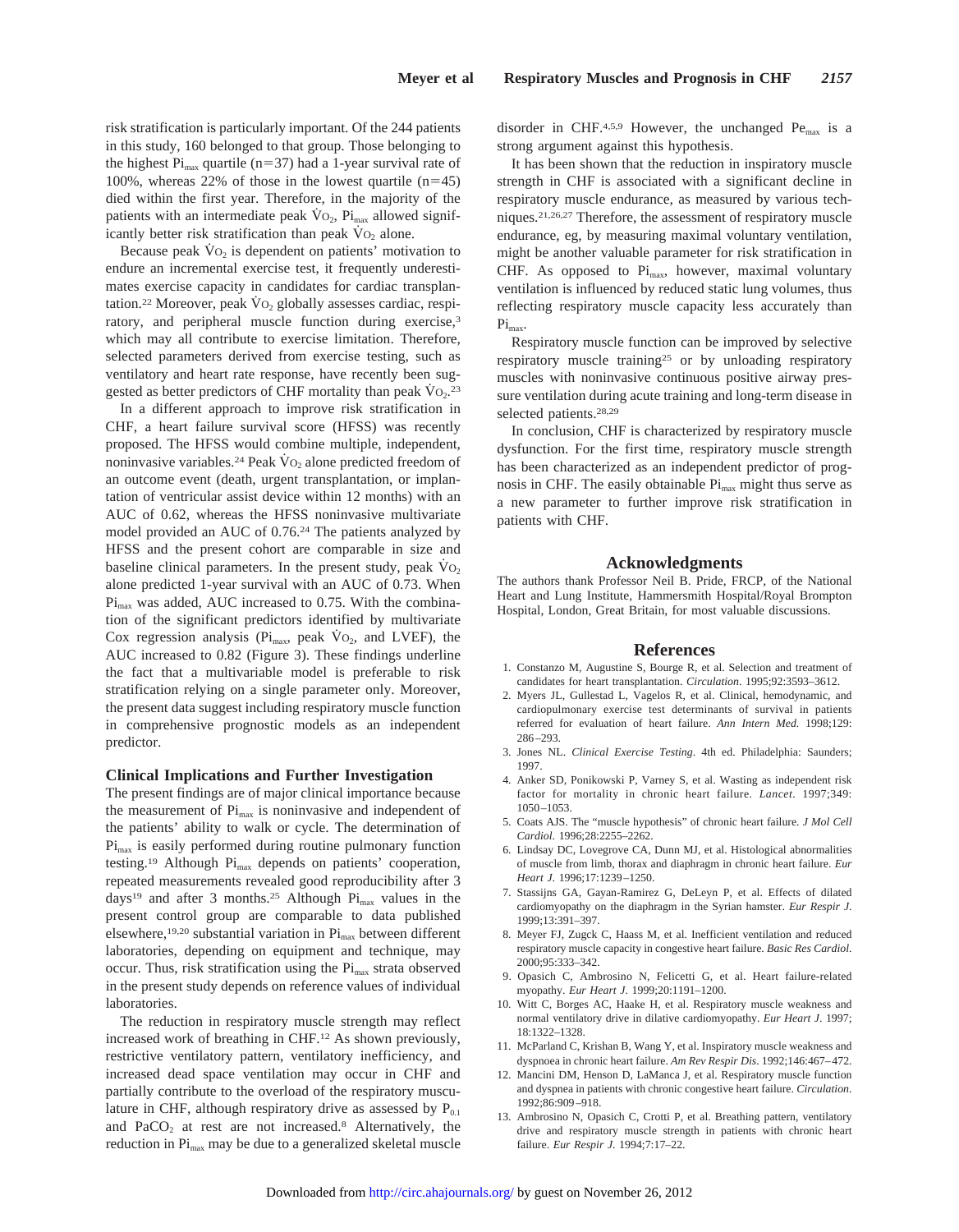risk stratification is particularly important. Of the 244 patients in this study, 160 belonged to that group. Those belonging to the highest $Pi_{max}$ quartile (n=37) had a 1-year survival rate of 100%, whereas 22% of those in the lowest quartile (n=45) died within the first year. Therefore, in the majority of the patients with an intermediate peak $\dot{V}O_2$, $Pi_{max}$ allowed significantly better risk stratification than peak $\dot{V}O_2$ alone.

Because peak $\dot{V}O_2$ is dependent on patients' motivation to endure an incremental exercise test, it frequently underestimates exercise capacity in candidates for cardiac transplantation.[22] Moreover, peak $\dot{V}O_2$ globally assesses cardiac, respiratory, and peripheral muscle function during exercise,[3] which may all contribute to exercise limitation. Therefore, selected parameters derived from exercise testing, such as ventilatory and heart rate response, have recently been suggested as better predictors of CHF mortality than peak $\dot{V}O_2$.[23]

In a different approach to improve risk stratification in CHF, a heart failure survival score (HFSS) was recently proposed. The HFSS would combine multiple, independent, noninvasive variables.[24] Peak $\dot{V}O_2$ alone predicted freedom of an outcome event (death, urgent transplantation, or implantation of ventricular assist device within 12 months) with an AUC of 0.62, whereas the HFSS noninvasive multivariate model provided an AUC of 0.76.[24] The patients analyzed by HFSS and the present cohort are comparable in size and baseline clinical parameters. In the present study, peak $\dot{V}O_2$ alone predicted 1-year survival with an AUC of 0.73. When $Pi_{max}$ was added, AUC increased to 0.75. With the combination of the significant predictors identified by multivariate Cox regression analysis ($Pi_{max}$, peak $\dot{V}O_2$, and LVEF), the AUC increased to 0.82 (Figure 3). These findings underline the fact that a multivariable model is preferable to risk stratification relying on a single parameter only. Moreover, the present data suggest including respiratory muscle function in comprehensive prognostic models as an independent predictor.

### Clinical Implications and Further Investigation

The present findings are of major clinical importance because the measurement of $Pi_{max}$ is noninvasive and independent of the patients' ability to walk or cycle. The determination of $Pi_{max}$ is easily performed during routine pulmonary function testing.[19] Although $Pi_{max}$ depends on patients' cooperation, repeated measurements revealed good reproducibility after 3 days[19] and after 3 months.[25] Although $Pi_{max}$ values in the present control group are comparable to data published elsewhere,[19,20] substantial variation in $Pi_{max}$ between different laboratories, depending on equipment and technique, may occur. Thus, risk stratification using the $Pi_{max}$ strata observed in the present study depends on reference values of individual laboratories.

The reduction in respiratory muscle strength may reflect increased work of breathing in CHF.[12] As shown previously, restrictive ventilatory pattern, ventilatory inefficiency, and increased dead space ventilation may occur in CHF and partially contribute to the overload of the respiratory musculature in CHF, although respiratory drive as assessed by $P_{0.1}$ and $PaCO_2$ at rest are not increased.[8] Alternatively, the reduction in $Pi_{max}$ may be due to a generalized skeletal muscle disorder in CHF.[4,5,9] However, the unchanged $Pe_{max}$ is a strong argument against this hypothesis.

It has been shown that the reduction in inspiratory muscle strength in CHF is associated with a significant decline in respiratory muscle endurance, as measured by various techniques.[21,26,27] Therefore, the assessment of respiratory muscle endurance, eg, by measuring maximal voluntary ventilation, might be another valuable parameter for risk stratification in CHF. As opposed to $Pi_{max}$, however, maximal voluntary ventilation is influenced by reduced static lung volumes, thus reflecting respiratory muscle capacity less accurately than $Pi_{max}$.

Respiratory muscle function can be improved by selective respiratory muscle training[25] or by unloading respiratory muscles with noninvasive continuous positive airway pressure ventilation during acute training and long-term disease in selected patients.[28,29]

In conclusion, CHF is characterized by respiratory muscle dysfunction. For the first time, respiratory muscle strength has been characterized as an independent predictor of prognosis in CHF. The easily obtainable $Pi_{max}$ might thus serve as a new parameter to further improve risk stratification in patients with CHF.

## Acknowledgments

The authors thank Professor Neil B. Pride, FRCP, of the National Heart and Lung Institute, Hammersmith Hospital/Royal Brompton Hospital, London, Great Britain, for most valuable discussions.

## References

1. Constanzo M, Augustine S, Bourge R, et al. Selection and treatment of candidates for heart transplantation. *Circulation*. 1995;92:3593–3612.
2. Myers JL, Gullestad L, Vagelos R, et al. Clinical, hemodynamic, and cardiopulmonary exercise test determinants of survival in patients referred for evaluation of heart failure. *Ann Intern Med.* 1998;129:286–293.
3. Jones NL. *Clinical Exercise Testing*. 4th ed. Philadelphia: Saunders; 1997.
4. Anker SD, Ponikowski P, Varney S, et al. Wasting as independent risk factor for mortality in chronic heart failure. *Lancet*. 1997;349:1050–1053.
5. Coats AJS. The "muscle hypothesis" of chronic heart failure. *J Mol Cell Cardiol.* 1996;28:2255–2262.
6. Lindsay DC, Lovegrove CA, Dunn MJ, et al. Histological abnormalities of muscle from limb, thorax and diaphragm in chronic heart failure. *Eur Heart J.* 1996;17:1239–1250.
7. Stassijns GA, Gayan-Ramirez G, DeLeyn P, et al. Effects of dilated cardiomyopathy on the diaphragm in the Syrian hamster. *Eur Respir J.* 1999;13:391–397.
8. Meyer FJ, Zugck C, Haass M, et al. Inefficient ventilation and reduced respiratory muscle capacity in congestive heart failure. *Basic Res Cardiol.* 2000;95:333–342.
9. Opasich C, Ambrosino N, Felicetti G, et al. Heart failure-related myopathy. *Eur Heart J.* 1999;20:1191–1200.
10. Witt C, Borges AC, Haake H, et al. Respiratory muscle weakness and normal ventilatory drive in dilative cardiomyopathy. *Eur Heart J.* 1997;18:1322–1328.
11. McParland C, Krishan B, Wang Y, et al. Inspiratory muscle weakness and dyspnoea in chronic heart failure. *Am Rev Respir Dis*. 1992;146:467–472.
12. Mancini DM, Henson D, LaManca J, et al. Respiratory muscle function and dyspnea in patients with chronic congestive heart failure. *Circulation*. 1992;86:909–918.
13. Ambrosino N, Opasich C, Crotti P, et al. Breathing pattern, ventilatory drive and respiratory muscle strength in patients with chronic heart failure. *Eur Respir J.* 1994;7:17–22.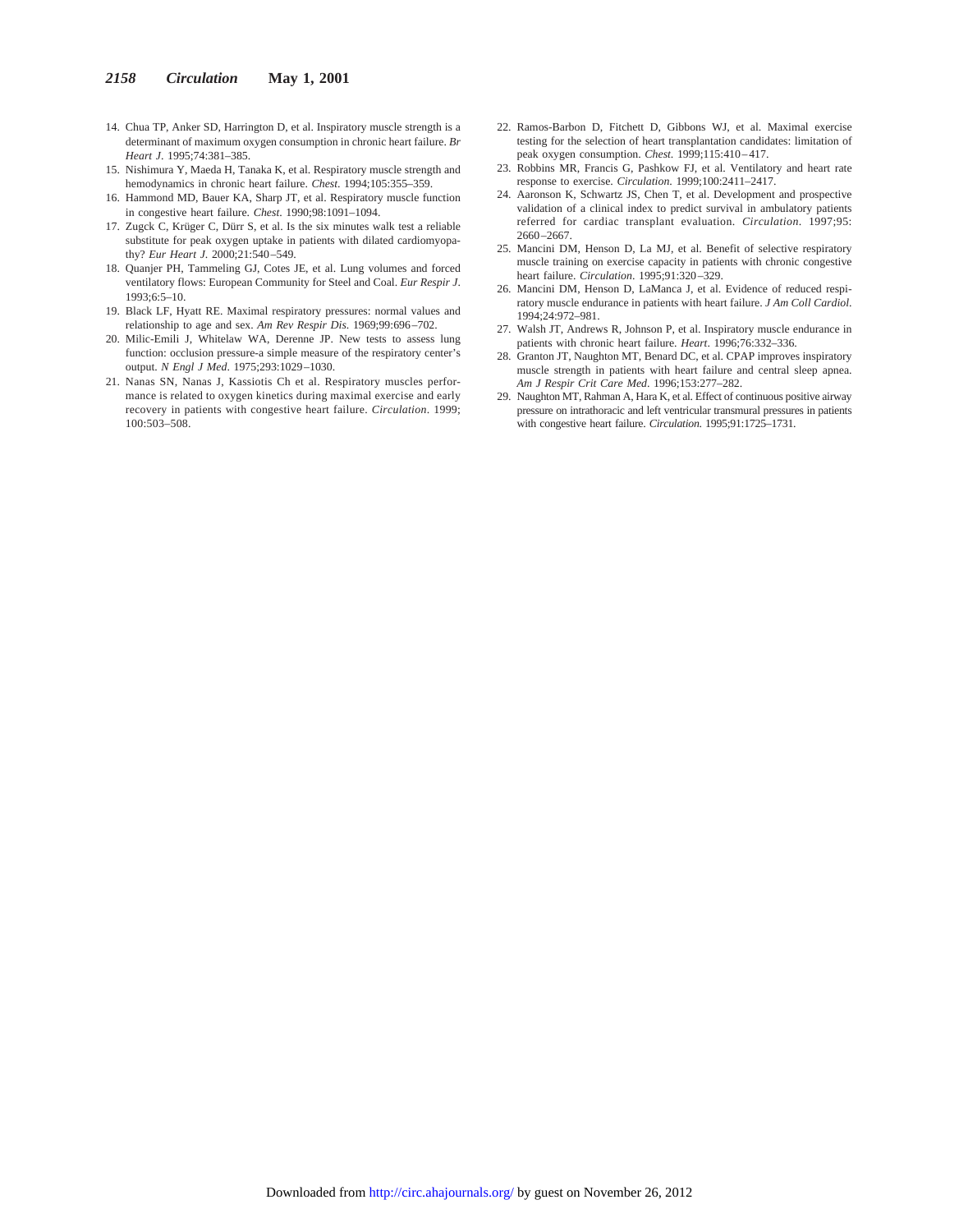14. Chua TP, Anker SD, Harrington D, et al. Inspiratory muscle strength is a determinant of maximum oxygen consumption in chronic heart failure. *Br Heart J*. 1995;74:381–385.
15. Nishimura Y, Maeda H, Tanaka K, et al. Respiratory muscle strength and hemodynamics in chronic heart failure. *Chest*. 1994;105:355–359.
16. Hammond MD, Bauer KA, Sharp JT, et al. Respiratory muscle function in congestive heart failure. *Chest*. 1990;98:1091–1094.
17. Zugck C, Krüger C, Dürr S, et al. Is the six minutes walk test a reliable substitute for peak oxygen uptake in patients with dilated cardiomyopathy? *Eur Heart J*. 2000;21:540–549.
18. Quanjer PH, Tammeling GJ, Cotes JE, et al. Lung volumes and forced ventilatory flows: European Community for Steel and Coal. *Eur Respir J*. 1993;6:5–10.
19. Black LF, Hyatt RE. Maximal respiratory pressures: normal values and relationship to age and sex. *Am Rev Respir Dis*. 1969;99:696–702.
20. Milic-Emili J, Whitelaw WA, Derenne JP. New tests to assess lung function: occlusion pressure-a simple measure of the respiratory center's output. *N Engl J Med*. 1975;293:1029–1030.
21. Nanas SN, Nanas J, Kassiotis Ch et al. Respiratory muscles performance is related to oxygen kinetics during maximal exercise and early recovery in patients with congestive heart failure. *Circulation*. 1999;100:503–508.
22. Ramos-Barbon D, Fitchett D, Gibbons WJ, et al. Maximal exercise testing for the selection of heart transplantation candidates: limitation of peak oxygen consumption. *Chest*. 1999;115:410–417.
23. Robbins MR, Francis G, Pashkow FJ, et al. Ventilatory and heart rate response to exercise. *Circulation*. 1999;100:2411–2417.
24. Aaronson K, Schwartz JS, Chen T, et al. Development and prospective validation of a clinical index to predict survival in ambulatory patients referred for cardiac transplant evaluation. *Circulation*. 1997;95:2660–2667.
25. Mancini DM, Henson D, La MJ, et al. Benefit of selective respiratory muscle training on exercise capacity in patients with chronic congestive heart failure. *Circulation*. 1995;91:320–329.
26. Mancini DM, Henson D, LaManca J, et al. Evidence of reduced respiratory muscle endurance in patients with heart failure. *J Am Coll Cardiol*. 1994;24:972–981.
27. Walsh JT, Andrews R, Johnson P, et al. Inspiratory muscle endurance in patients with chronic heart failure. *Heart*. 1996;76:332–336.
28. Granton JT, Naughton MT, Benard DC, et al. CPAP improves inspiratory muscle strength in patients with heart failure and central sleep apnea. *Am J Respir Crit Care Med*. 1996;153:277–282.
29. Naughton MT, Rahman A, Hara K, et al. Effect of continuous positive airway pressure on intrathoracic and left ventricular transmural pressures in patients with congestive heart failure. *Circulation*. 1995;91:1725–1731.